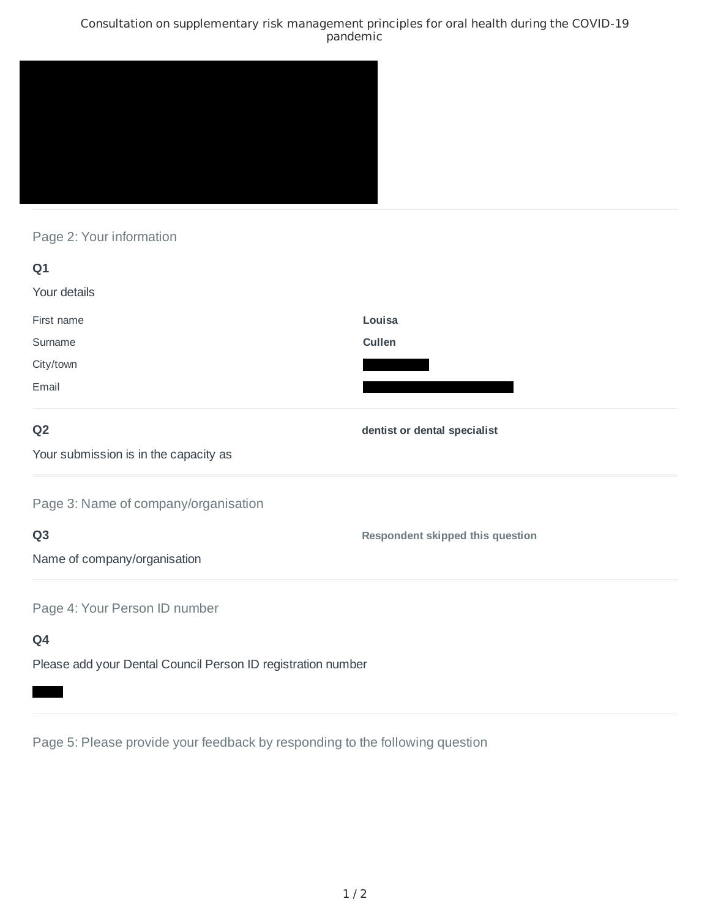# Consultation on supplementary risk management principles for oral health during the COVID-19 pandemic

## Page 2: Your information

### Q1

Your details

| | |
|---|---|
| First name | **Louisa** |
| Surname | **Cullen** |
| City/town | |
| Email | |

### Q2

Your submission is in the capacity as

**dentist or dental specialist**

## Page 3: Name of company/organisation

### Q3

Name of company/organisation

**Respondent skipped this question**

## Page 4: Your Person ID number

### Q4

Please add your Dental Council Person ID registration number

## Page 5: Please provide your feedback by responding to the following question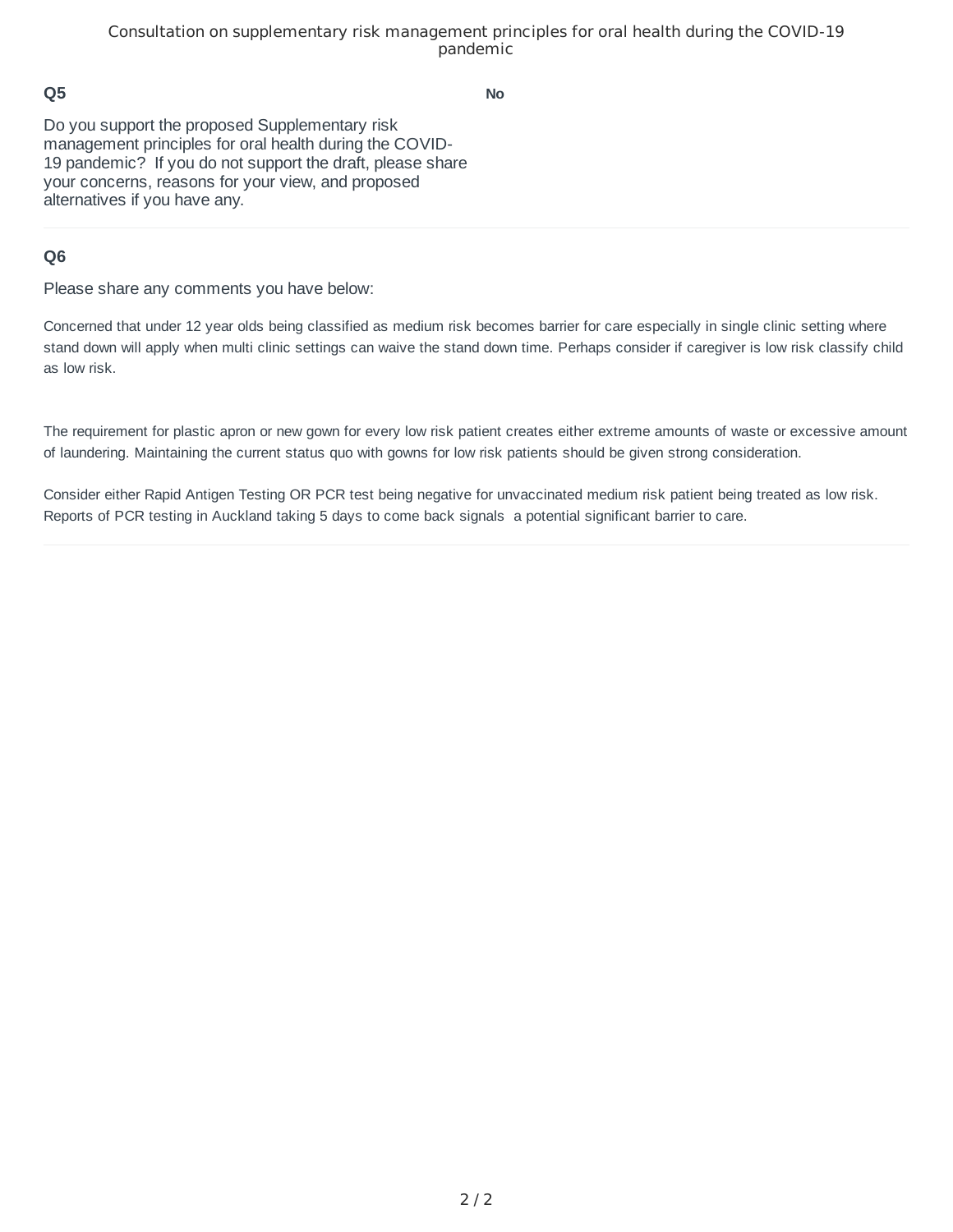## Q5

Do you support the proposed Supplementary risk management principles for oral health during the COVID-19 pandemic? If you do not support the draft, please share your concerns, reasons for your view, and proposed alternatives if you have any.

**No**

## Q6

Please share any comments you have below:

Concerned that under 12 year olds being classified as medium risk becomes barrier for care especially in single clinic setting where stand down will apply when multi clinic settings can waive the stand down time. Perhaps consider if caregiver is low risk classify child as low risk.

The requirement for plastic apron or new gown for every low risk patient creates either extreme amounts of waste or excessive amount of laundering. Maintaining the current status quo with gowns for low risk patients should be given strong consideration.

Consider either Rapid Antigen Testing OR PCR test being negative for unvaccinated medium risk patient being treated as low risk. Reports of PCR testing in Auckland taking 5 days to come back signals a potential significant barrier to care.